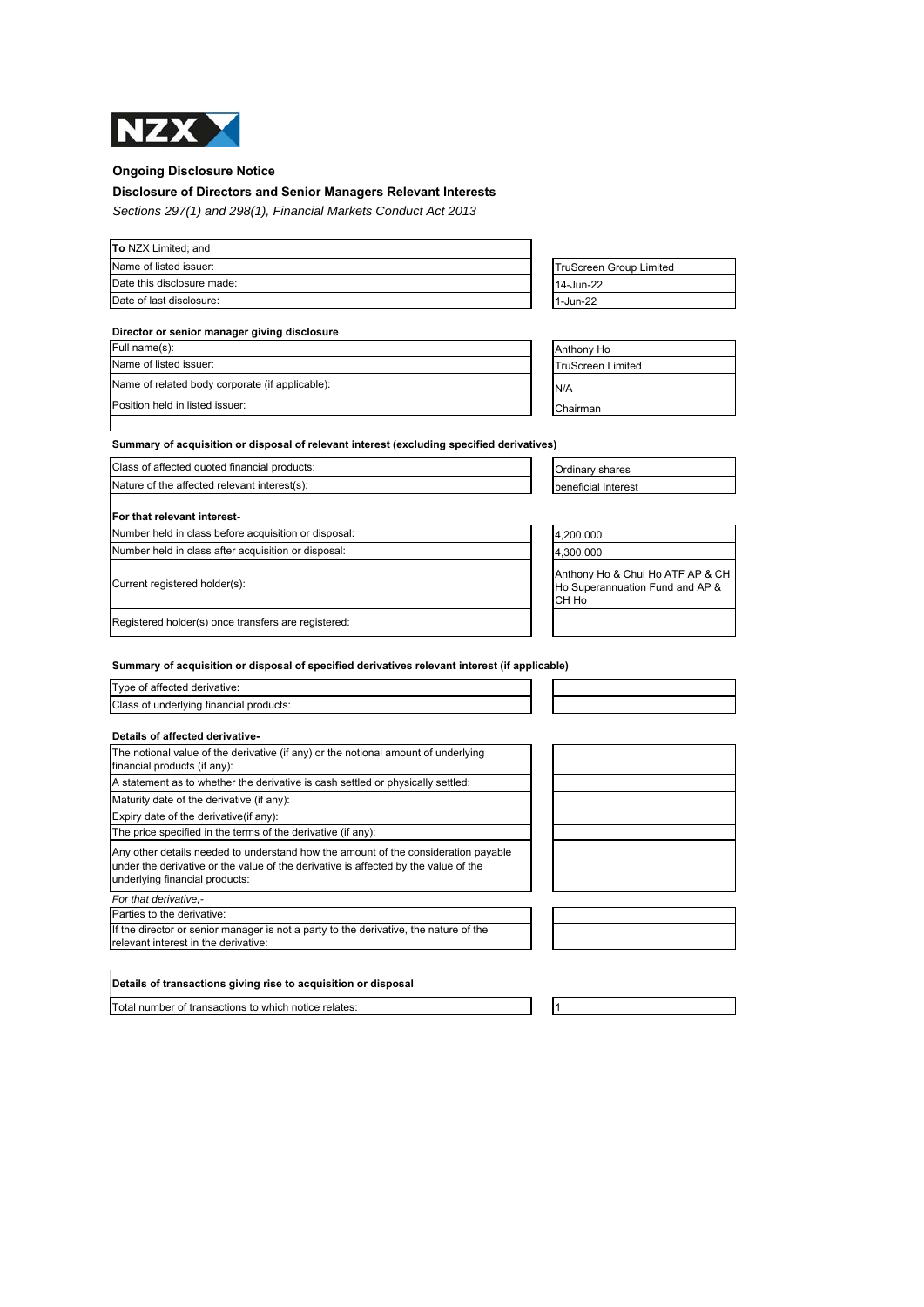## Ongoing Disclosure Notice

### Disclosure of Directors and Senior Managers Relevant Interests

*Sections 297(1) and 298(1), Financial Markets Conduct Act 2013*

| **To** NZX Limited; and | |
|---|---|
| Name of listed issuer: | TruScreen Group Limited |
| Date this disclosure made: | 14-Jun-22 |
| Date of last disclosure: | 1-Jun-22 |

**Director or senior manager giving disclosure**

| | |
|---|---|
| Full name(s): | Anthony Ho |
| Name of listed issuer: | TruScreen Limited |
| Name of related body corporate (if applicable): | N/A |
| Position held in listed issuer: | Chairman |

**Summary of acquisition or disposal of relevant interest (excluding specified derivatives)**

| | |
|---|---|
| Class of affected quoted financial products: | Ordinary shares |
| Nature of the affected relevant interest(s): | beneficial Interest |

**For that relevant interest-**

| | |
|---|---|
| Number held in class before acquisition or disposal: | 4,200,000 |
| Number held in class after acquisition or disposal: | 4,300,000 |
| Current registered holder(s): | Anthony Ho & Chui Ho ATF AP & CH Ho Superannuation Fund and AP & CH Ho |
| Registered holder(s) once transfers are registered: | |

**Summary of acquisition or disposal of specified derivatives relevant interest (if applicable)**

| | |
|---|---|
| Type of affected derivative: | |
| Class of underlying financial products: | |

**Details of affected derivative-**

| | |
|---|---|
| The notional value of the derivative (if any) or the notional amount of underlying financial products (if any): | |
| A statement as to whether the derivative is cash settled or physically settled: | |
| Maturity date of the derivative (if any): | |
| Expiry date of the derivative(if any): | |
| The price specified in the terms of the derivative (if any): | |
| Any other details needed to understand how the amount of the consideration payable under the derivative or the value of the derivative is affected by the value of the underlying financial products: | |

*For that derivative,-*

| | |
|---|---|
| Parties to the derivative: | |
| If the director or senior manager is not a party to the derivative, the nature of the relevant interest in the derivative: | |

**Details of transactions giving rise to acquisition or disposal**

| | |
|---|---|
| Total number of transactions to which notice relates: | 1 |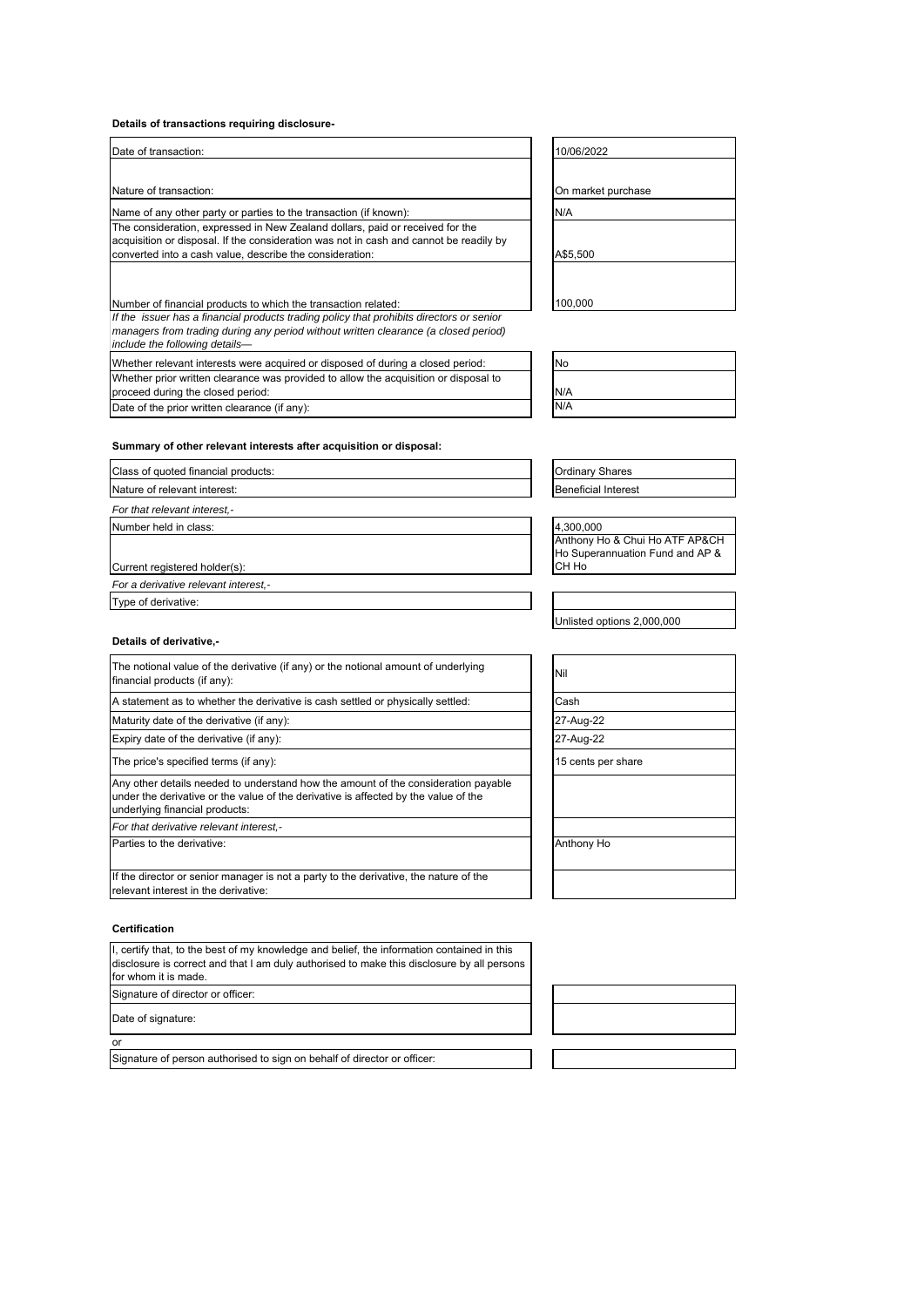**Details of transactions requiring disclosure-**

| | |
|---|---|
| Date of transaction: | 10/06/2022 |
| Nature of transaction: | On market purchase |
| Name of any other party or parties to the transaction (if known): | N/A |
| The consideration, expressed in New Zealand dollars, paid or received for the acquisition or disposal. If the consideration was not in cash and cannot be readily by converted into a cash value, describe the consideration: | A$5,500 |
| Number of financial products to which the transaction related: | 100,000 |

*If the issuer has a financial products trading policy that prohibits directors or senior managers from trading during any period without written clearance (a closed period) include the following details—*

| | |
|---|---|
| Whether relevant interests were acquired or disposed of during a closed period: | No |
| Whether prior written clearance was provided to allow the acquisition or disposal to proceed during the closed period: | N/A |
| Date of the prior written clearance (if any): | N/A |

**Summary of other relevant interests after acquisition or disposal:**

| | |
|---|---|
| Class of quoted financial products: | Ordinary Shares |
| Nature of relevant interest: | Beneficial Interest |
| *For that relevant interest,-* | |
| Number held in class: | 4,300,000 |
| Current registered holder(s): | Anthony Ho & Chui Ho ATF AP&CH Ho Superannuation Fund and AP & CH Ho |
| *For a derivative relevant interest,-* | |
| Type of derivative: | Unlisted options 2,000,000 |

**Details of derivative,-**

| | |
|---|---|
| The notional value of the derivative (if any) or the notional amount of underlying financial products (if any): | Nil |
| A statement as to whether the derivative is cash settled or physically settled: | Cash |
| Maturity date of the derivative (if any): | 27-Aug-22 |
| Expiry date of the derivative (if any): | 27-Aug-22 |
| The price's specified terms (if any): | 15 cents per share |
| Any other details needed to understand how the amount of the consideration payable under the derivative or the value of the derivative is affected by the value of the underlying financial products: | |
| *For that derivative relevant interest,-* | |
| Parties to the derivative: | Anthony Ho |
| If the director or senior manager is not a party to the derivative, the nature of the relevant interest in the derivative: | |

**Certification**

I, certify that, to the best of my knowledge and belief, the information contained in this disclosure is correct and that I am duly authorised to make this disclosure by all persons for whom it is made.

| | |
|---|---|
| Signature of director or officer: | |
| Date of signature: | |
| or | |
| Signature of person authorised to sign on behalf of director or officer: | |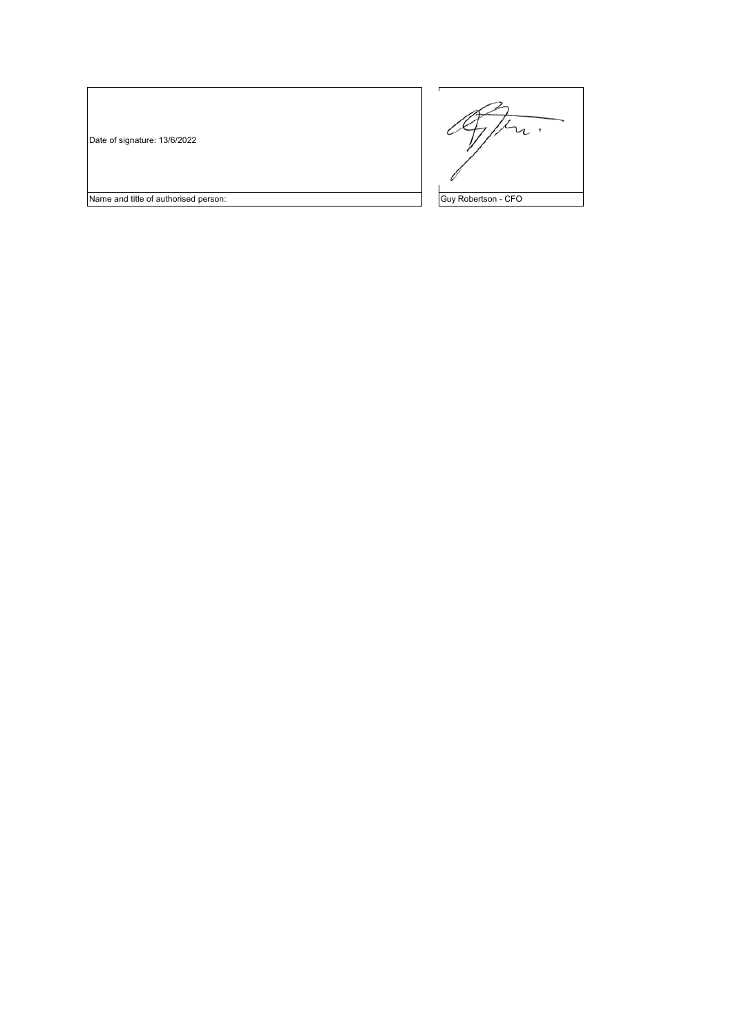| | |
|---|---|
| Date of signature: 13/6/2022 | |
| Name and title of authorised person: | Guy Robertson - CFO |